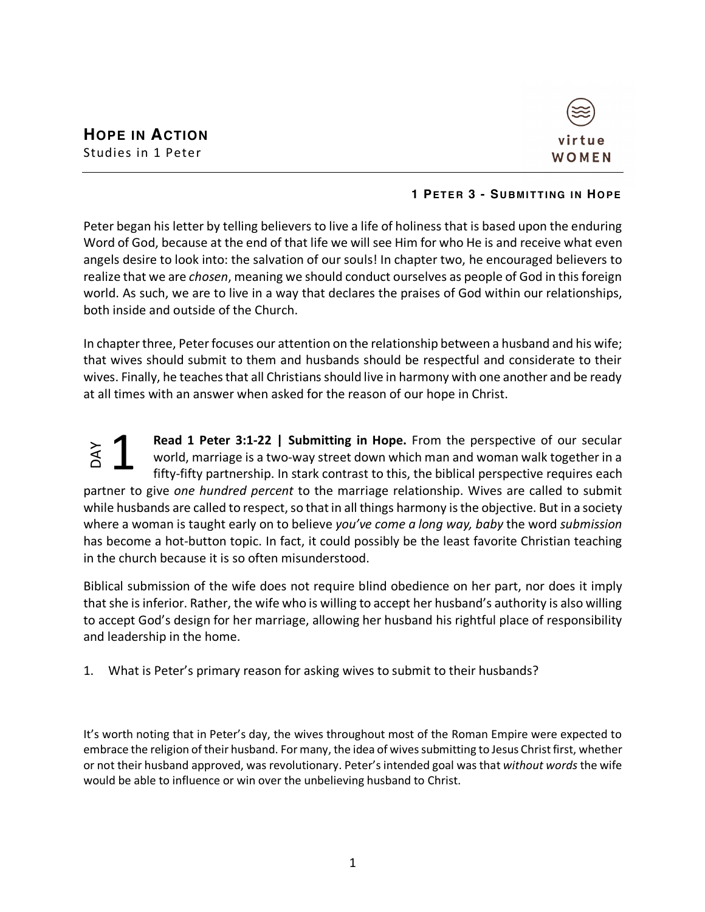# Hope in Action

Studies in 1 Peter

virtue WOMEN

### 1 Peter 3 - Submitting in Hope

Peter began his letter by telling believers to live a life of holiness that is based upon the enduring Word of God, because at the end of that life we will see Him for who He is and receive what even angels desire to look into: the salvation of our souls! In chapter two, he encouraged believers to realize that we are *chosen*, meaning we should conduct ourselves as people of God in this foreign world. As such, we are to live in a way that declares the praises of God within our relationships, both inside and outside of the Church.

In chapter three, Peter focuses our attention on the relationship between a husband and his wife; that wives should submit to them and husbands should be respectful and considerate to their wives. Finally, he teaches that all Christians should live in harmony with one another and be ready at all times with an answer when asked for the reason of our hope in Christ.

## DAY 1

**Read 1 Peter 3:1-22 | Submitting in Hope.** From the perspective of our secular world, marriage is a two-way street down which man and woman walk together in a fifty-fifty partnership. In stark contrast to this, the biblical perspective requires each partner to give *one hundred percent* to the marriage relationship. Wives are called to submit while husbands are called to respect, so that in all things harmony is the objective. But in a society where a woman is taught early on to believe *you've come a long way, baby* the word *submission* has become a hot-button topic. In fact, it could possibly be the least favorite Christian teaching in the church because it is so often misunderstood.

Biblical submission of the wife does not require blind obedience on her part, nor does it imply that she is inferior. Rather, the wife who is willing to accept her husband's authority is also willing to accept God's design for her marriage, allowing her husband his rightful place of responsibility and leadership in the home.

1. What is Peter's primary reason for asking wives to submit to their husbands?

It's worth noting that in Peter's day, the wives throughout most of the Roman Empire were expected to embrace the religion of their husband. For many, the idea of wives submitting to Jesus Christ first, whether or not their husband approved, was revolutionary. Peter's intended goal was that *without words* the wife would be able to influence or win over the unbelieving husband to Christ.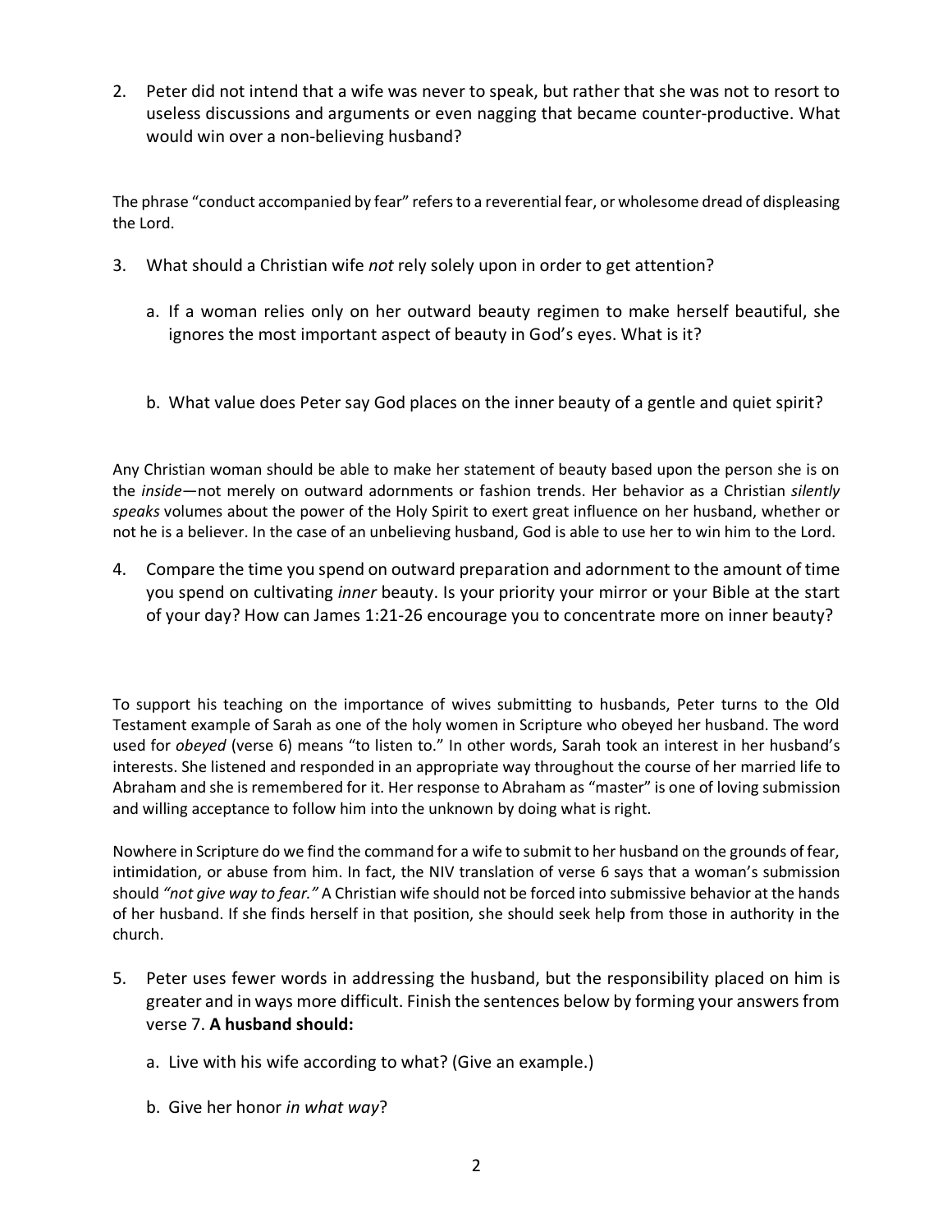2. Peter did not intend that a wife was never to speak, but rather that she was not to resort to useless discussions and arguments or even nagging that became counter-productive. What would win over a non-believing husband?

The phrase "conduct accompanied by fear" refers to a reverential fear, or wholesome dread of displeasing the Lord.

3. What should a Christian wife *not* rely solely upon in order to get attention?

   a. If a woman relies only on her outward beauty regimen to make herself beautiful, she ignores the most important aspect of beauty in God's eyes. What is it?

   b. What value does Peter say God places on the inner beauty of a gentle and quiet spirit?

Any Christian woman should be able to make her statement of beauty based upon the person she is on the *inside*—not merely on outward adornments or fashion trends. Her behavior as a Christian *silently speaks* volumes about the power of the Holy Spirit to exert great influence on her husband, whether or not he is a believer. In the case of an unbelieving husband, God is able to use her to win him to the Lord.

4. Compare the time you spend on outward preparation and adornment to the amount of time you spend on cultivating *inner* beauty. Is your priority your mirror or your Bible at the start of your day? How can James 1:21-26 encourage you to concentrate more on inner beauty?

To support his teaching on the importance of wives submitting to husbands, Peter turns to the Old Testament example of Sarah as one of the holy women in Scripture who obeyed her husband. The word used for *obeyed* (verse 6) means "to listen to." In other words, Sarah took an interest in her husband's interests. She listened and responded in an appropriate way throughout the course of her married life to Abraham and she is remembered for it. Her response to Abraham as "master" is one of loving submission and willing acceptance to follow him into the unknown by doing what is right.

Nowhere in Scripture do we find the command for a wife to submit to her husband on the grounds of fear, intimidation, or abuse from him. In fact, the NIV translation of verse 6 says that a woman's submission should *"not give way to fear."* A Christian wife should not be forced into submissive behavior at the hands of her husband. If she finds herself in that position, she should seek help from those in authority in the church.

5. Peter uses fewer words in addressing the husband, but the responsibility placed on him is greater and in ways more difficult. Finish the sentences below by forming your answers from verse 7. **A husband should:**

   a. Live with his wife according to what? (Give an example.)

   b. Give her honor *in what way*?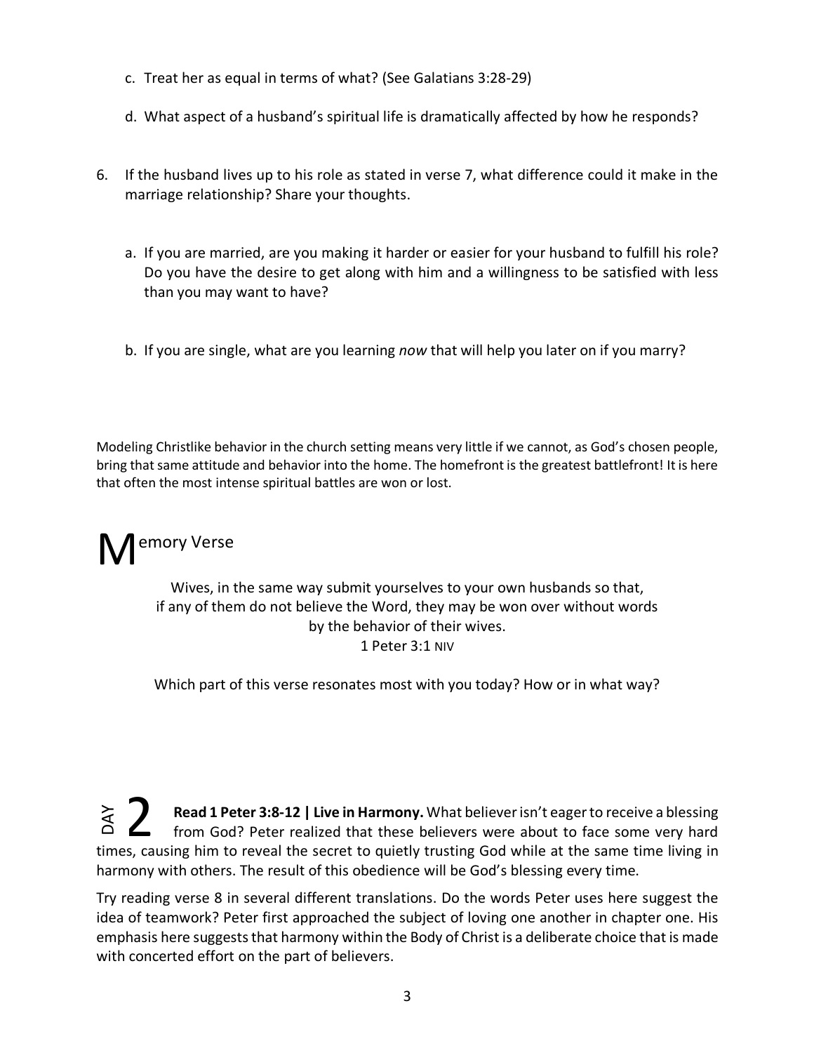c. Treat her as equal in terms of what? (See Galatians 3:28-29)

d. What aspect of a husband's spiritual life is dramatically affected by how he responds?

6. If the husband lives up to his role as stated in verse 7, what difference could it make in the marriage relationship? Share your thoughts.

   a. If you are married, are you making it harder or easier for your husband to fulfill his role? Do you have the desire to get along with him and a willingness to be satisfied with less than you may want to have?

   b. If you are single, what are you learning *now* that will help you later on if you marry?

Modeling Christlike behavior in the church setting means very little if we cannot, as God's chosen people, bring that same attitude and behavior into the home. The homefront is the greatest battlefront! It is here that often the most intense spiritual battles are won or lost.

## Memory Verse

Wives, in the same way submit yourselves to your own husbands so that, if any of them do not believe the Word, they may be won over without words by the behavior of their wives.
1 Peter 3:1 NIV

Which part of this verse resonates most with you today? How or in what way?

## DAY 2

**Read 1 Peter 3:8-12 | Live in Harmony.** What believer isn't eager to receive a blessing from God? Peter realized that these believers were about to face some very hard times, causing him to reveal the secret to quietly trusting God while at the same time living in harmony with others. The result of this obedience will be God's blessing every time.

Try reading verse 8 in several different translations. Do the words Peter uses here suggest the idea of teamwork? Peter first approached the subject of loving one another in chapter one. His emphasis here suggests that harmony within the Body of Christ is a deliberate choice that is made with concerted effort on the part of believers.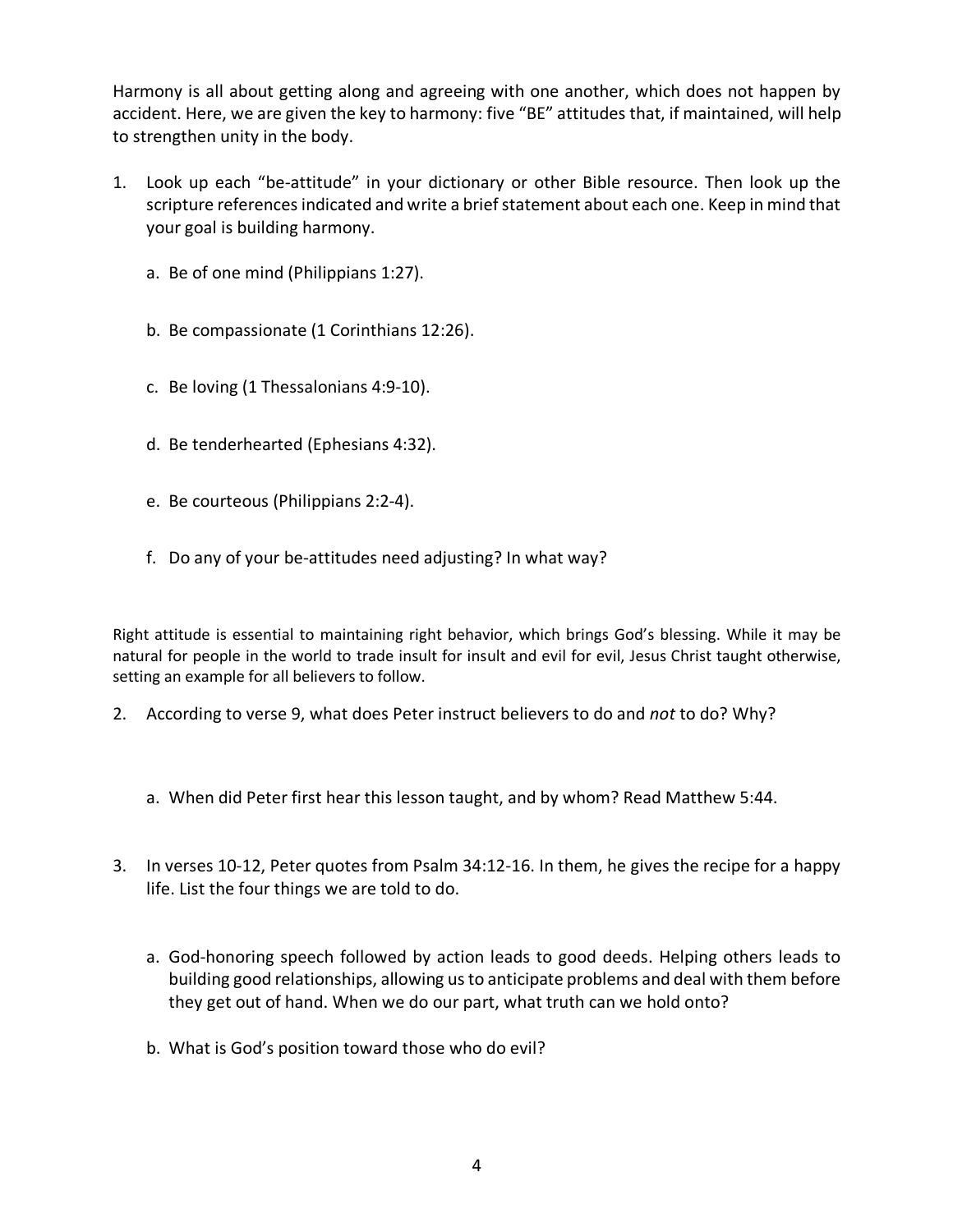Harmony is all about getting along and agreeing with one another, which does not happen by accident. Here, we are given the key to harmony: five "BE" attitudes that, if maintained, will help to strengthen unity in the body.

1. Look up each "be-attitude" in your dictionary or other Bible resource. Then look up the scripture references indicated and write a brief statement about each one. Keep in mind that your goal is building harmony.

   a. Be of one mind (Philippians 1:27).

   b. Be compassionate (1 Corinthians 12:26).

   c. Be loving (1 Thessalonians 4:9-10).

   d. Be tenderhearted (Ephesians 4:32).

   e. Be courteous (Philippians 2:2-4).

   f. Do any of your be-attitudes need adjusting? In what way?

Right attitude is essential to maintaining right behavior, which brings God's blessing. While it may be natural for people in the world to trade insult for insult and evil for evil, Jesus Christ taught otherwise, setting an example for all believers to follow.

2. According to verse 9, what does Peter instruct believers to do and *not* to do? Why?

   a. When did Peter first hear this lesson taught, and by whom? Read Matthew 5:44.

3. In verses 10-12, Peter quotes from Psalm 34:12-16. In them, he gives the recipe for a happy life. List the four things we are told to do.

   a. God-honoring speech followed by action leads to good deeds. Helping others leads to building good relationships, allowing us to anticipate problems and deal with them before they get out of hand. When we do our part, what truth can we hold onto?

   b. What is God's position toward those who do evil?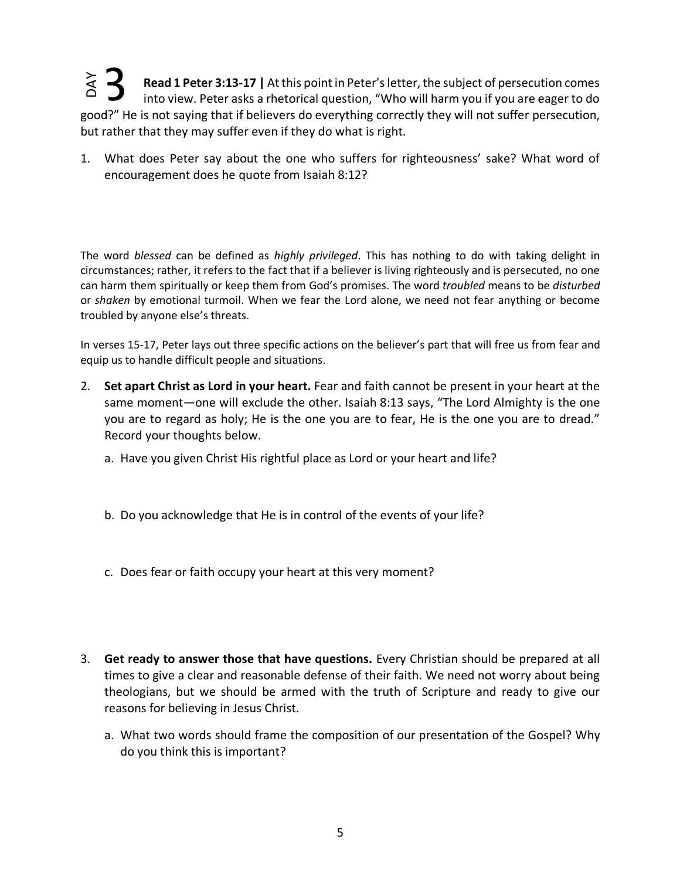## DAY 3

**Read 1 Peter 3:13-17 |** At this point in Peter's letter, the subject of persecution comes into view. Peter asks a rhetorical question, "Who will harm you if you are eager to do good?" He is not saying that if believers do everything correctly they will not suffer persecution, but rather that they may suffer even if they do what is right.

1. What does Peter say about the one who suffers for righteousness' sake? What word of encouragement does he quote from Isaiah 8:12?

The word *blessed* can be defined as *highly privileged*. This has nothing to do with taking delight in circumstances; rather, it refers to the fact that if a believer is living righteously and is persecuted, no one can harm them spiritually or keep them from God's promises. The word *troubled* means to be *disturbed* or *shaken* by emotional turmoil. When we fear the Lord alone, we need not fear anything or become troubled by anyone else's threats.

In verses 15-17, Peter lays out three specific actions on the believer's part that will free us from fear and equip us to handle difficult people and situations.

2. **Set apart Christ as Lord in your heart.** Fear and faith cannot be present in your heart at the same moment—one will exclude the other. Isaiah 8:13 says, "The Lord Almighty is the one you are to regard as holy; He is the one you are to fear, He is the one you are to dread." Record your thoughts below.

   a. Have you given Christ His rightful place as Lord or your heart and life?

   b. Do you acknowledge that He is in control of the events of your life?

   c. Does fear or faith occupy your heart at this very moment?

3. **Get ready to answer those that have questions.** Every Christian should be prepared at all times to give a clear and reasonable defense of their faith. We need not worry about being theologians, but we should be armed with the truth of Scripture and ready to give our reasons for believing in Jesus Christ.

   a. What two words should frame the composition of our presentation of the Gospel? Why do you think this is important?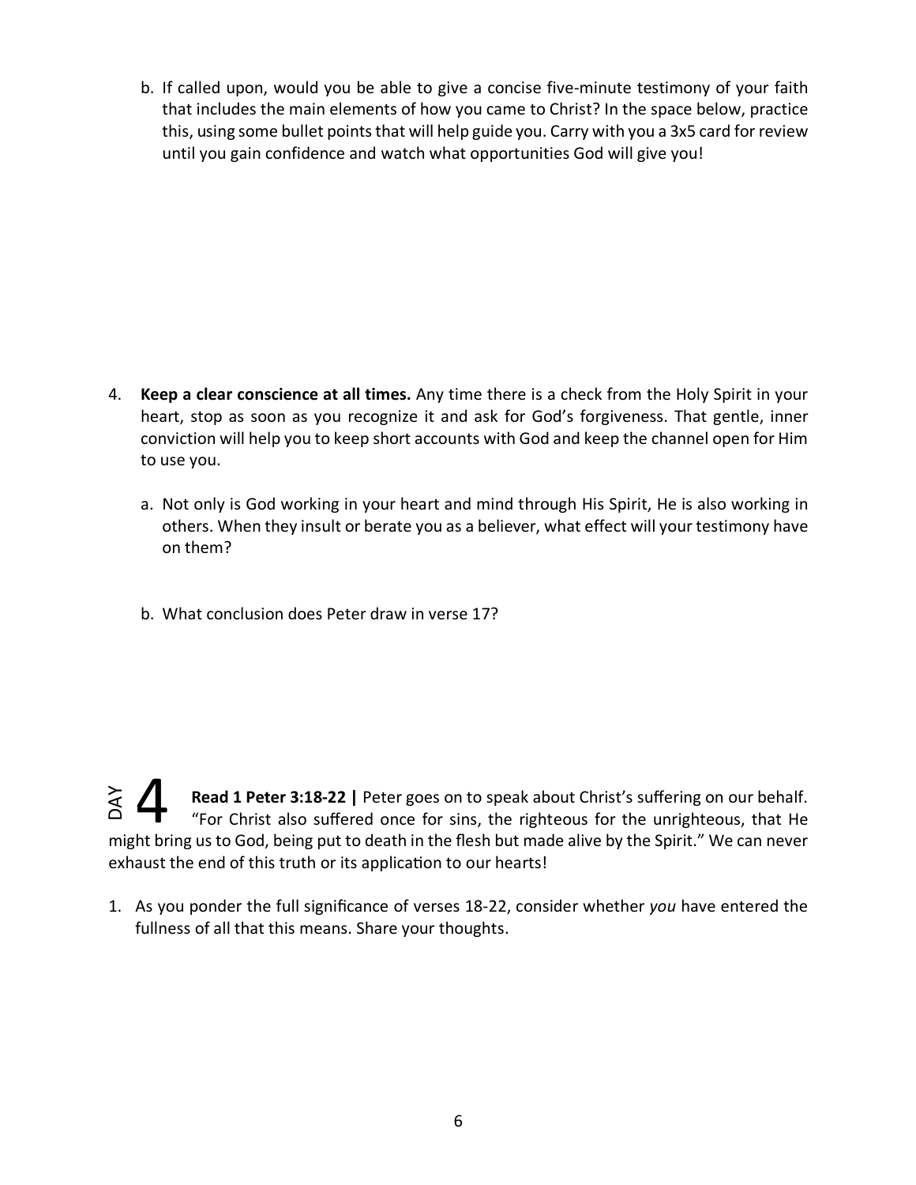b. If called upon, would you be able to give a concise five-minute testimony of your faith that includes the main elements of how you came to Christ? In the space below, practice this, using some bullet points that will help guide you. Carry with you a 3x5 card for review until you gain confidence and watch what opportunities God will give you!

4. **Keep a clear conscience at all times.** Any time there is a check from the Holy Spirit in your heart, stop as soon as you recognize it and ask for God's forgiveness. That gentle, inner conviction will help you to keep short accounts with God and keep the channel open for Him to use you.

   a. Not only is God working in your heart and mind through His Spirit, He is also working in others. When they insult or berate you as a believer, what effect will your testimony have on them?

   b. What conclusion does Peter draw in verse 17?

## DAY 4

**Read 1 Peter 3:18-22 |** Peter goes on to speak about Christ's suffering on our behalf. "For Christ also suffered once for sins, the righteous for the unrighteous, that He might bring us to God, being put to death in the flesh but made alive by the Spirit." We can never exhaust the end of this truth or its application to our hearts!

1. As you ponder the full significance of verses 18-22, consider whether *you* have entered the fullness of all that this means. Share your thoughts.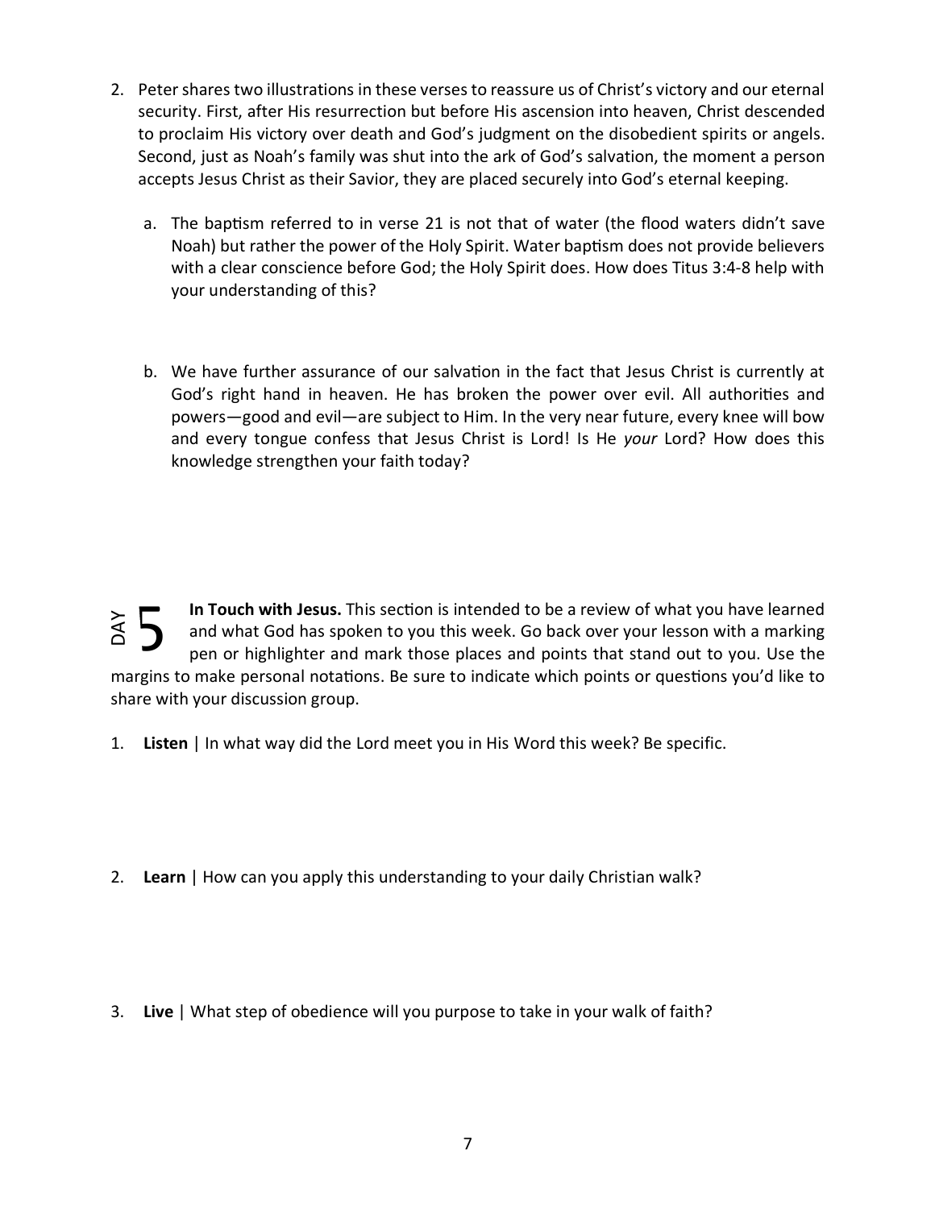2. Peter shares two illustrations in these verses to reassure us of Christ's victory and our eternal security. First, after His resurrection but before His ascension into heaven, Christ descended to proclaim His victory over death and God's judgment on the disobedient spirits or angels. Second, just as Noah's family was shut into the ark of God's salvation, the moment a person accepts Jesus Christ as their Savior, they are placed securely into God's eternal keeping.

   a. The baptism referred to in verse 21 is not that of water (the flood waters didn't save Noah) but rather the power of the Holy Spirit. Water baptism does not provide believers with a clear conscience before God; the Holy Spirit does. How does Titus 3:4-8 help with your understanding of this?

   b. We have further assurance of our salvation in the fact that Jesus Christ is currently at God's right hand in heaven. He has broken the power over evil. All authorities and powers—good and evil—are subject to Him. In the very near future, every knee will bow and every tongue confess that Jesus Christ is Lord! Is He *your* Lord? How does this knowledge strengthen your faith today?

## DAY 5

**In Touch with Jesus.** This section is intended to be a review of what you have learned and what God has spoken to you this week. Go back over your lesson with a marking pen or highlighter and mark those places and points that stand out to you. Use the margins to make personal notations. Be sure to indicate which points or questions you'd like to share with your discussion group.

1. **Listen** | In what way did the Lord meet you in His Word this week? Be specific.

2. **Learn** | How can you apply this understanding to your daily Christian walk?

3. **Live** | What step of obedience will you purpose to take in your walk of faith?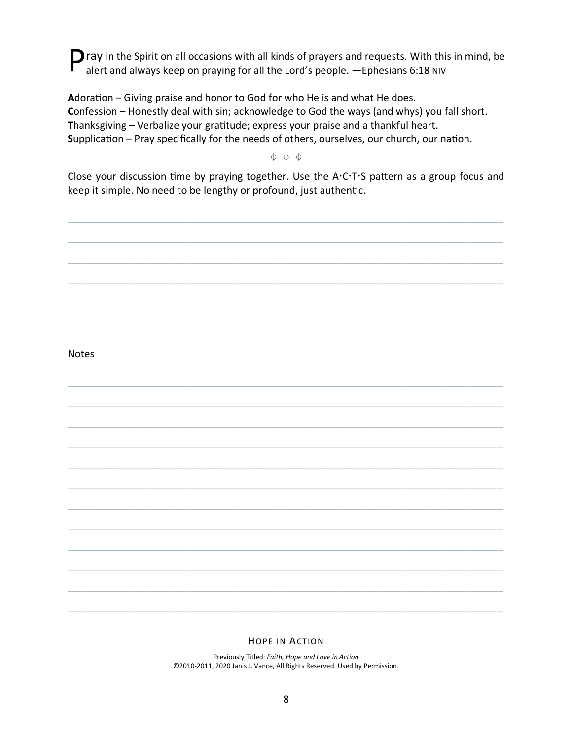Pray in the Spirit on all occasions with all kinds of prayers and requests. With this in mind, be alert and always keep on praying for all the Lord's people. —Ephesians 6:18 NIV

**A**doration – Giving praise and honor to God for who He is and what He does.
**C**onfession – Honestly deal with sin; acknowledge to God the ways (and whys) you fall short.
**T**hanksgiving – Verbalize your gratitude; express your praise and a thankful heart.
**S**upplication – Pray specifically for the needs of others, ourselves, our church, our nation.

⌖ ⌖ ⌖

Close your discussion time by praying together. Use the A·C·T·S pattern as a group focus and keep it simple. No need to be lengthy or profound, just authentic.

______________________________________________________________________________

______________________________________________________________________________

______________________________________________________________________________

______________________________________________________________________________

Notes

______________________________________________________________________________

______________________________________________________________________________

______________________________________________________________________________

______________________________________________________________________________

______________________________________________________________________________

______________________________________________________________________________

______________________________________________________________________________

______________________________________________________________________________

______________________________________________________________________________

______________________________________________________________________________

______________________________________________________________________________

______________________________________________________________________________

HOPE IN ACTION

Previously Titled: *Faith, Hope and Love in Action*
©2010-2011, 2020 Janis J. Vance, All Rights Reserved. Used by Permission.